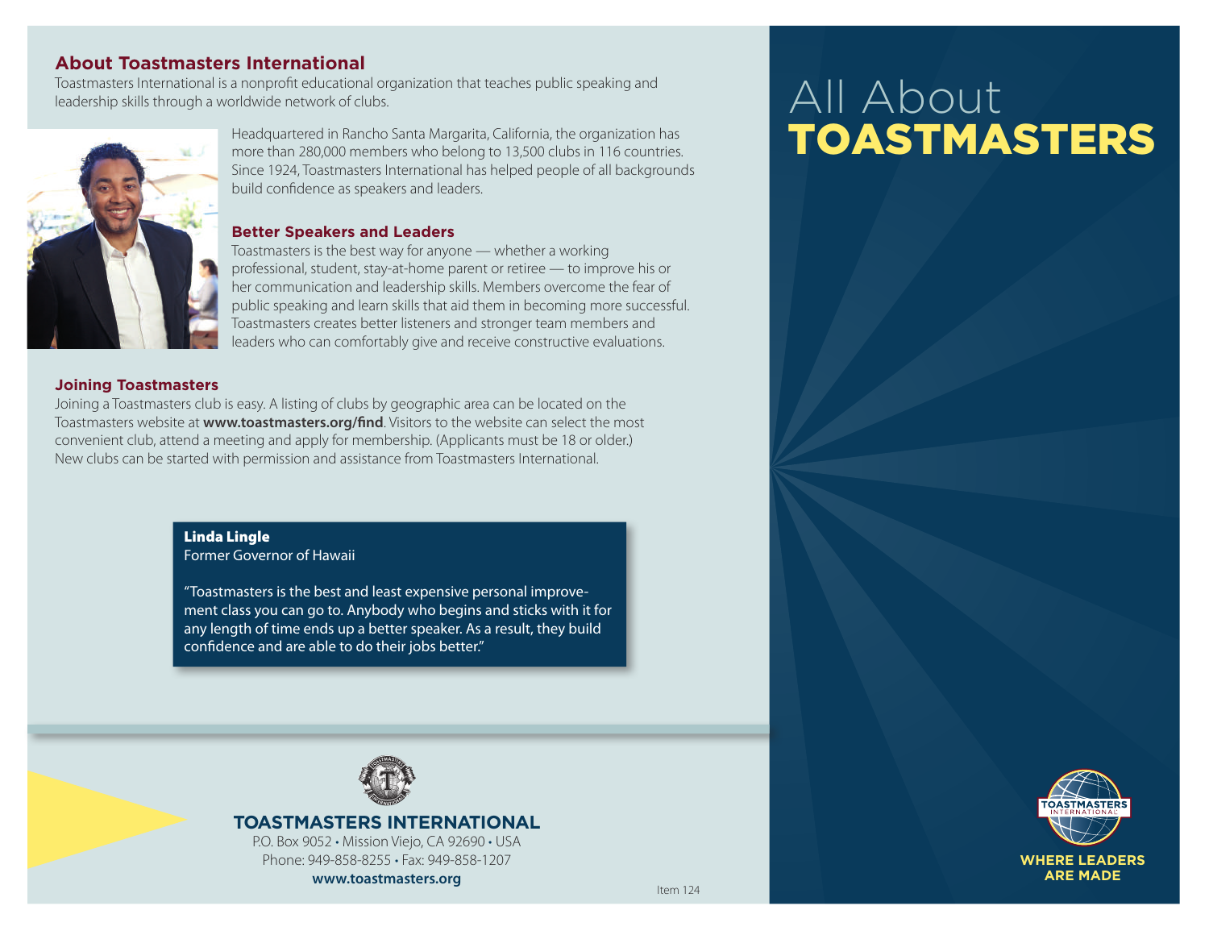## About Toastmasters International

Toastmasters International is a nonprofit educational organization that teaches public speaking and leadership skills through a worldwide network of clubs.

Headquartered in Rancho Santa Margarita, California, the organization has more than 280,000 members who belong to 13,500 clubs in 116 countries. Since 1924, Toastmasters International has helped people of all backgrounds build confidence as speakers and leaders.

### Better Speakers and Leaders

Toastmasters is the best way for anyone — whether a working professional, student, stay-at-home parent or retiree — to improve his or her communication and leadership skills. Members overcome the fear of public speaking and learn skills that aid them in becoming more successful. Toastmasters creates better listeners and stronger team members and leaders who can comfortably give and receive constructive evaluations.

### Joining Toastmasters

Joining a Toastmasters club is easy. A listing of clubs by geographic area can be located on the Toastmasters website at **www.toastmasters.org/find**. Visitors to the website can select the most convenient club, attend a meeting and apply for membership. (Applicants must be 18 or older.) New clubs can be started with permission and assistance from Toastmasters International.

> **Linda Lingle**
> Former Governor of Hawaii
>
> "Toastmasters is the best and least expensive personal improvement class you can go to. Anybody who begins and sticks with it for any length of time ends up a better speaker. As a result, they build confidence and are able to do their jobs better."

**TOASTMASTERS INTERNATIONAL**

P.O. Box 9052 • Mission Viejo, CA 92690 • USA

Phone: 949-858-8255 • Fax: 949-858-1207

**www.toastmasters.org**

Item 124

# All About TOASTMASTERS

TOASTMASTERS INTERNATIONAL

**WHERE LEADERS ARE MADE**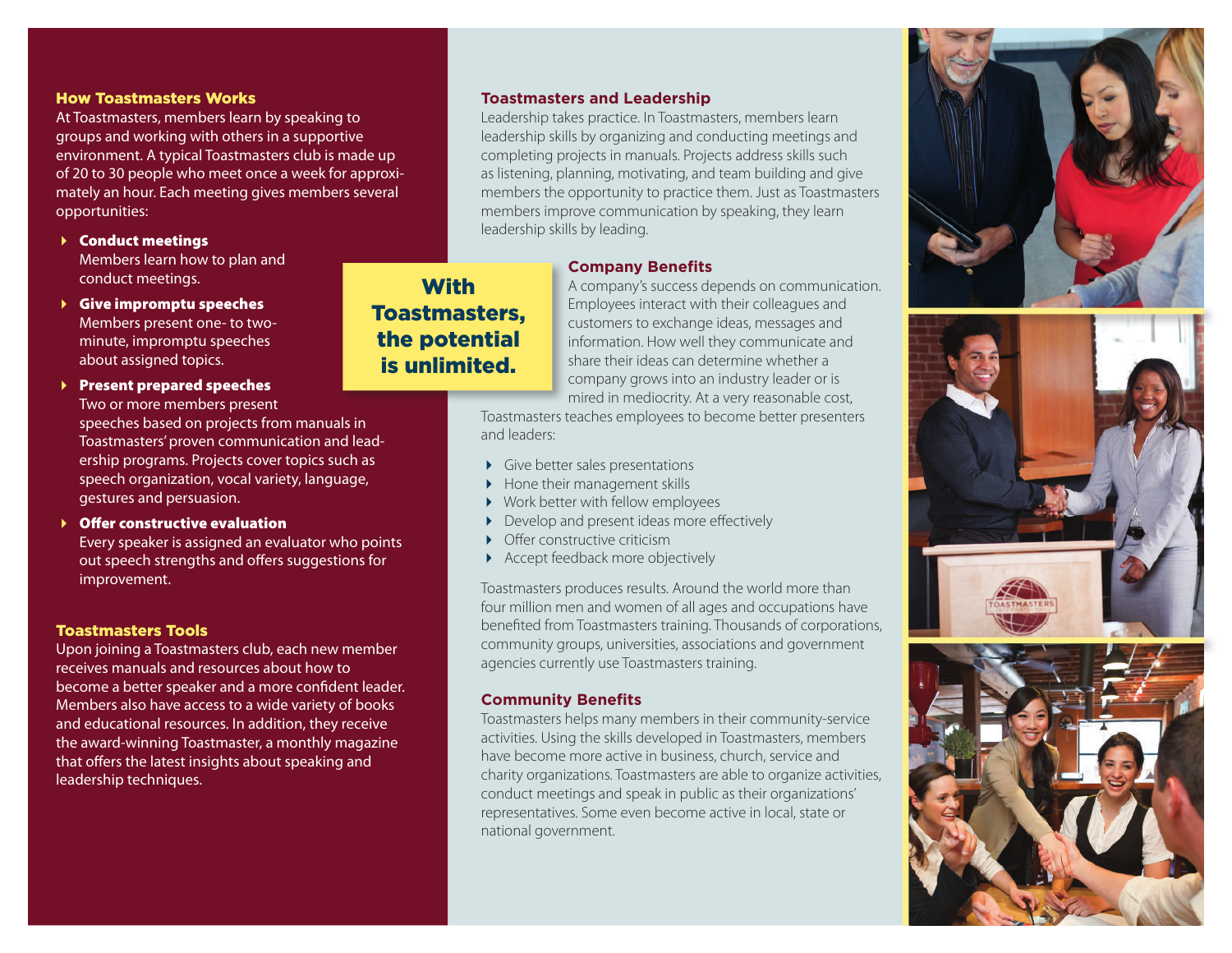## How Toastmasters Works

At Toastmasters, members learn by speaking to groups and working with others in a supportive environment. A typical Toastmasters club is made up of 20 to 30 people who meet once a week for approximately an hour. Each meeting gives members several opportunities:

- **Conduct meetings**
  Members learn how to plan and conduct meetings.
- **Give impromptu speeches**
  Members present one- to two-minute, impromptu speeches about assigned topics.
- **Present prepared speeches**
  Two or more members present speeches based on projects from manuals in Toastmasters' proven communication and leadership programs. Projects cover topics such as speech organization, vocal variety, language, gestures and persuasion.
- **Offer constructive evaluation**
  Every speaker is assigned an evaluator who points out speech strengths and offers suggestions for improvement.

## Toastmasters Tools

Upon joining a Toastmasters club, each new member receives manuals and resources about how to become a better speaker and a more confident leader. Members also have access to a wide variety of books and educational resources. In addition, they receive the award-winning Toastmaster, a monthly magazine that offers the latest insights about speaking and leadership techniques.

**With Toastmasters, the potential is unlimited.**

## Toastmasters and Leadership

Leadership takes practice. In Toastmasters, members learn leadership skills by organizing and conducting meetings and completing projects in manuals. Projects address skills such as listening, planning, motivating, and team building and give members the opportunity to practice them. Just as Toastmasters members improve communication by speaking, they learn leadership skills by leading.

## Company Benefits

A company's success depends on communication. Employees interact with their colleagues and customers to exchange ideas, messages and information. How well they communicate and share their ideas can determine whether a company grows into an industry leader or is mired in mediocrity. At a very reasonable cost, Toastmasters teaches employees to become better presenters and leaders:

- Give better sales presentations
- Hone their management skills
- Work better with fellow employees
- Develop and present ideas more effectively
- Offer constructive criticism
- Accept feedback more objectively

Toastmasters produces results. Around the world more than four million men and women of all ages and occupations have benefited from Toastmasters training. Thousands of corporations, community groups, universities, associations and government agencies currently use Toastmasters training.

## Community Benefits

Toastmasters helps many members in their community-service activities. Using the skills developed in Toastmasters, members have become more active in business, church, service and charity organizations. Toastmasters are able to organize activities, conduct meetings and speak in public as their organizations' representatives. Some even become active in local, state or national government.